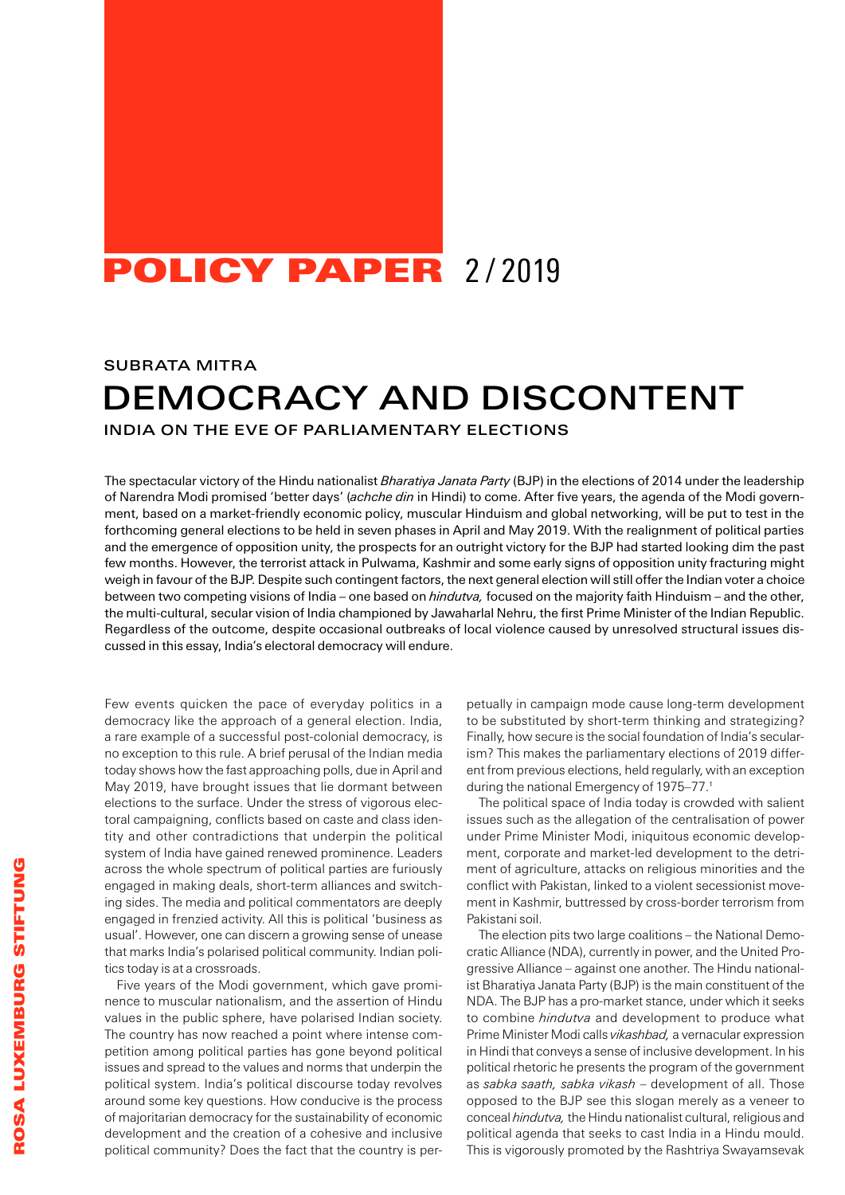**POLICY PAPER** 2 / 2019

SUBRATA MITRA

# DEMOCRACY AND DISCONTENT

## INDIA ON THE EVE OF PARLIAMENTARY ELECTIONS

The spectacular victory of the Hindu nationalist *Bharatiya Janata Party* (BJP) in the elections of 2014 under the leadership of Narendra Modi promised 'better days' (*achche din* in Hindi) to come. After five years, the agenda of the Modi government, based on a market-friendly economic policy, muscular Hinduism and global networking, will be put to test in the forthcoming general elections to be held in seven phases in April and May 2019. With the realignment of political parties and the emergence of opposition unity, the prospects for an outright victory for the BJP had started looking dim the past few months. However, the terrorist attack in Pulwama, Kashmir and some early signs of opposition unity fracturing might weigh in favour of the BJP. Despite such contingent factors, the next general election will still offer the Indian voter a choice between two competing visions of India – one based on *hindutva,* focused on the majority faith Hinduism – and the other, the multi-cultural, secular vision of India championed by Jawaharlal Nehru, the first Prime Minister of the Indian Republic. Regardless of the outcome, despite occasional outbreaks of local violence caused by unresolved structural issues discussed in this essay, India's electoral democracy will endure.

Few events quicken the pace of everyday politics in a democracy like the approach of a general election. India, a rare example of a successful post-colonial democracy, is no exception to this rule. A brief perusal of the Indian media today shows how the fast approaching polls, due in April and May 2019, have brought issues that lie dormant between elections to the surface. Under the stress of vigorous electoral campaigning, conflicts based on caste and class identity and other contradictions that underpin the political system of India have gained renewed prominence. Leaders across the whole spectrum of political parties are furiously engaged in making deals, short-term alliances and switching sides. The media and political commentators are deeply engaged in frenzied activity. All this is political 'business as usual'. However, one can discern a growing sense of unease that marks India's polarised political community. Indian politics today is at a crossroads.

Five years of the Modi government, which gave prominence to muscular nationalism, and the assertion of Hindu values in the public sphere, have polarised Indian society. The country has now reached a point where intense competition among political parties has gone beyond political issues and spread to the values and norms that underpin the political system. India's political discourse today revolves around some key questions. How conducive is the process of majoritarian democracy for the sustainability of economic development and the creation of a cohesive and inclusive political community? Does the fact that the country is perpetually in campaign mode cause long-term development to be substituted by short-term thinking and strategizing? Finally, how secure is the social foundation of India's secularism? This makes the parliamentary elections of 2019 different from previous elections, held regularly, with an exception during the national Emergency of 1975–77.[1]

The political space of India today is crowded with salient issues such as the allegation of the centralisation of power under Prime Minister Modi, iniquitous economic development, corporate and market-led development to the detriment of agriculture, attacks on religious minorities and the conflict with Pakistan, linked to a violent secessionist movement in Kashmir, buttressed by cross-border terrorism from Pakistani soil.

The election pits two large coalitions – the National Democratic Alliance (NDA), currently in power, and the United Progressive Alliance – against one another. The Hindu nationalist Bharatiya Janata Party (BJP) is the main constituent of the NDA. The BJP has a pro-market stance, under which it seeks to combine *hindutva* and development to produce what Prime Minister Modi calls *vikashbad,* a vernacular expression in Hindi that conveys a sense of inclusive development. In his political rhetoric he presents the program of the government as *sabka saath, sabka vikash* – development of all. Those opposed to the BJP see this slogan merely as a veneer to conceal *hindutva,* the Hindu nationalist cultural, religious and political agenda that seeks to cast India in a Hindu mould. This is vigorously promoted by the Rashtriya Swayamsevak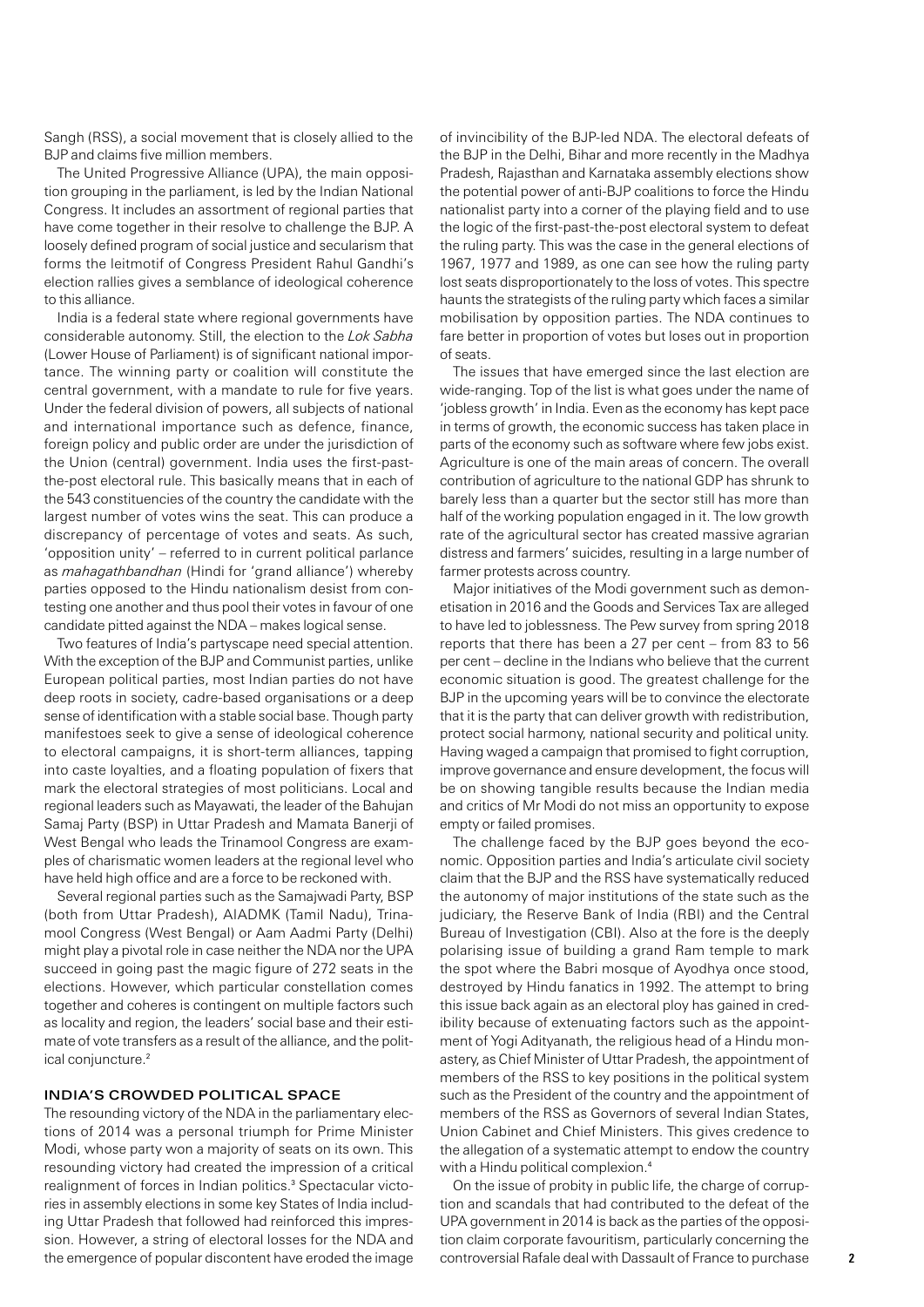Sangh (RSS), a social movement that is closely allied to the BJP and claims five million members.

The United Progressive Alliance (UPA), the main opposition grouping in the parliament, is led by the Indian National Congress. It includes an assortment of regional parties that have come together in their resolve to challenge the BJP. A loosely defined program of social justice and secularism that forms the leitmotif of Congress President Rahul Gandhi's election rallies gives a semblance of ideological coherence to this alliance.

India is a federal state where regional governments have considerable autonomy. Still, the election to the *Lok Sabha* (Lower House of Parliament) is of significant national importance. The winning party or coalition will constitute the central government, with a mandate to rule for five years. Under the federal division of powers, all subjects of national and international importance such as defence, finance, foreign policy and public order are under the jurisdiction of the Union (central) government. India uses the first-past-the-post electoral rule. This basically means that in each of the 543 constituencies of the country the candidate with the largest number of votes wins the seat. This can produce a discrepancy of percentage of votes and seats. As such, 'opposition unity' – referred to in current political parlance as *mahagathbandhan* (Hindi for 'grand alliance') whereby parties opposed to the Hindu nationalism desist from contesting one another and thus pool their votes in favour of one candidate pitted against the NDA – makes logical sense.

Two features of India's partyscape need special attention. With the exception of the BJP and Communist parties, unlike European political parties, most Indian parties do not have deep roots in society, cadre-based organisations or a deep sense of identification with a stable social base. Though party manifestoes seek to give a sense of ideological coherence to electoral campaigns, it is short-term alliances, tapping into caste loyalties, and a floating population of fixers that mark the electoral strategies of most politicians. Local and regional leaders such as Mayawati, the leader of the Bahujan Samaj Party (BSP) in Uttar Pradesh and Mamata Banerji of West Bengal who leads the Trinamool Congress are examples of charismatic women leaders at the regional level who have held high office and are a force to be reckoned with.

Several regional parties such as the Samajwadi Party, BSP (both from Uttar Pradesh), AIADMK (Tamil Nadu), Trinamool Congress (West Bengal) or Aam Aadmi Party (Delhi) might play a pivotal role in case neither the NDA nor the UPA succeed in going past the magic figure of 272 seats in the elections. However, which particular constellation comes together and coheres is contingent on multiple factors such as locality and region, the leaders' social base and their estimate of vote transfers as a result of the alliance, and the political conjuncture.[2]

## INDIA'S CROWDED POLITICAL SPACE

The resounding victory of the NDA in the parliamentary elections of 2014 was a personal triumph for Prime Minister Modi, whose party won a majority of seats on its own. This resounding victory had created the impression of a critical realignment of forces in Indian politics.[3] Spectacular victories in assembly elections in some key States of India including Uttar Pradesh that followed had reinforced this impression. However, a string of electoral losses for the NDA and the emergence of popular discontent have eroded the image of invincibility of the BJP-led NDA. The electoral defeats of the BJP in the Delhi, Bihar and more recently in the Madhya Pradesh, Rajasthan and Karnataka assembly elections show the potential power of anti-BJP coalitions to force the Hindu nationalist party into a corner of the playing field and to use the logic of the first-past-the-post electoral system to defeat the ruling party. This was the case in the general elections of 1967, 1977 and 1989, as one can see how the ruling party lost seats disproportionately to the loss of votes. This spectre haunts the strategists of the ruling party which faces a similar mobilisation by opposition parties. The NDA continues to fare better in proportion of votes but loses out in proportion of seats.

The issues that have emerged since the last election are wide-ranging. Top of the list is what goes under the name of 'jobless growth' in India. Even as the economy has kept pace in terms of growth, the economic success has taken place in parts of the economy such as software where few jobs exist. Agriculture is one of the main areas of concern. The overall contribution of agriculture to the national GDP has shrunk to barely less than a quarter but the sector still has more than half of the working population engaged in it. The low growth rate of the agricultural sector has created massive agrarian distress and farmers' suicides, resulting in a large number of farmer protests across country.

Major initiatives of the Modi government such as demonetisation in 2016 and the Goods and Services Tax are alleged to have led to joblessness. The Pew survey from spring 2018 reports that there has been a 27 per cent – from 83 to 56 per cent – decline in the Indians who believe that the current economic situation is good. The greatest challenge for the BJP in the upcoming years will be to convince the electorate that it is the party that can deliver growth with redistribution, protect social harmony, national security and political unity. Having waged a campaign that promised to fight corruption, improve governance and ensure development, the focus will be on showing tangible results because the Indian media and critics of Mr Modi do not miss an opportunity to expose empty or failed promises.

The challenge faced by the BJP goes beyond the economic. Opposition parties and India's articulate civil society claim that the BJP and the RSS have systematically reduced the autonomy of major institutions of the state such as the judiciary, the Reserve Bank of India (RBI) and the Central Bureau of Investigation (CBI). Also at the fore is the deeply polarising issue of building a grand Ram temple to mark the spot where the Babri mosque of Ayodhya once stood, destroyed by Hindu fanatics in 1992. The attempt to bring this issue back again as an electoral ploy has gained in credibility because of extenuating factors such as the appointment of Yogi Adityanath, the religious head of a Hindu monastery, as Chief Minister of Uttar Pradesh, the appointment of members of the RSS to key positions in the political system such as the President of the country and the appointment of members of the RSS as Governors of several Indian States, Union Cabinet and Chief Ministers. This gives credence to the allegation of a systematic attempt to endow the country with a Hindu political complexion.[4]

On the issue of probity in public life, the charge of corruption and scandals that had contributed to the defeat of the UPA government in 2014 is back as the parties of the opposition claim corporate favouritism, particularly concerning the controversial Rafale deal with Dassault of France to purchase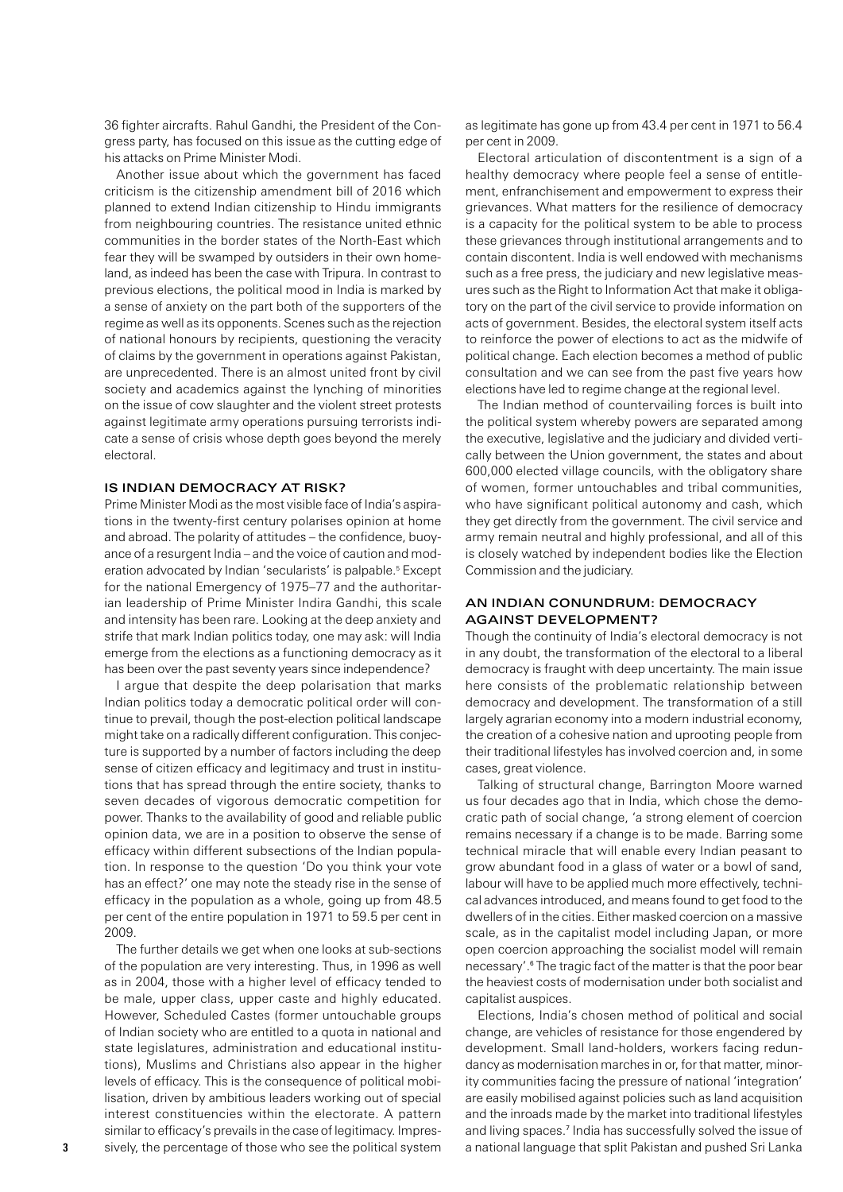36 fighter aircrafts. Rahul Gandhi, the President of the Congress party, has focused on this issue as the cutting edge of his attacks on Prime Minister Modi.

Another issue about which the government has faced criticism is the citizenship amendment bill of 2016 which planned to extend Indian citizenship to Hindu immigrants from neighbouring countries. The resistance united ethnic communities in the border states of the North-East which fear they will be swamped by outsiders in their own homeland, as indeed has been the case with Tripura. In contrast to previous elections, the political mood in India is marked by a sense of anxiety on the part both of the supporters of the regime as well as its opponents. Scenes such as the rejection of national honours by recipients, questioning the veracity of claims by the government in operations against Pakistan, are unprecedented. There is an almost united front by civil society and academics against the lynching of minorities on the issue of cow slaughter and the violent street protests against legitimate army operations pursuing terrorists indicate a sense of crisis whose depth goes beyond the merely electoral.

## IS INDIAN DEMOCRACY AT RISK?

Prime Minister Modi as the most visible face of India's aspirations in the twenty-first century polarises opinion at home and abroad. The polarity of attitudes – the confidence, buoyance of a resurgent India – and the voice of caution and moderation advocated by Indian 'secularists' is palpable.[5] Except for the national Emergency of 1975–77 and the authoritarian leadership of Prime Minister Indira Gandhi, this scale and intensity has been rare. Looking at the deep anxiety and strife that mark Indian politics today, one may ask: will India emerge from the elections as a functioning democracy as it has been over the past seventy years since independence?

I argue that despite the deep polarisation that marks Indian politics today a democratic political order will continue to prevail, though the post-election political landscape might take on a radically different configuration. This conjecture is supported by a number of factors including the deep sense of citizen efficacy and legitimacy and trust in institutions that has spread through the entire society, thanks to seven decades of vigorous democratic competition for power. Thanks to the availability of good and reliable public opinion data, we are in a position to observe the sense of efficacy within different subsections of the Indian population. In response to the question 'Do you think your vote has an effect?' one may note the steady rise in the sense of efficacy in the population as a whole, going up from 48.5 per cent of the entire population in 1971 to 59.5 per cent in 2009.

The further details we get when one looks at sub-sections of the population are very interesting. Thus, in 1996 as well as in 2004, those with a higher level of efficacy tended to be male, upper class, upper caste and highly educated. However, Scheduled Castes (former untouchable groups of Indian society who are entitled to a quota in national and state legislatures, administration and educational institutions), Muslims and Christians also appear in the higher levels of efficacy. This is the consequence of political mobilisation, driven by ambitious leaders working out of special interest constituencies within the electorate. A pattern similar to efficacy's prevails in the case of legitimacy. Impressively, the percentage of those who see the political system as legitimate has gone up from 43.4 per cent in 1971 to 56.4 per cent in 2009.

Electoral articulation of discontentment is a sign of a healthy democracy where people feel a sense of entitlement, enfranchisement and empowerment to express their grievances. What matters for the resilience of democracy is a capacity for the political system to be able to process these grievances through institutional arrangements and to contain discontent. India is well endowed with mechanisms such as a free press, the judiciary and new legislative measures such as the Right to Information Act that make it obligatory on the part of the civil service to provide information on acts of government. Besides, the electoral system itself acts to reinforce the power of elections to act as the midwife of political change. Each election becomes a method of public consultation and we can see from the past five years how elections have led to regime change at the regional level.

The Indian method of countervailing forces is built into the political system whereby powers are separated among the executive, legislative and the judiciary and divided vertically between the Union government, the states and about 600,000 elected village councils, with the obligatory share of women, former untouchables and tribal communities, who have significant political autonomy and cash, which they get directly from the government. The civil service and army remain neutral and highly professional, and all of this is closely watched by independent bodies like the Election Commission and the judiciary.

## AN INDIAN CONUNDRUM: DEMOCRACY AGAINST DEVELOPMENT?

Though the continuity of India's electoral democracy is not in any doubt, the transformation of the electoral to a liberal democracy is fraught with deep uncertainty. The main issue here consists of the problematic relationship between democracy and development. The transformation of a still largely agrarian economy into a modern industrial economy, the creation of a cohesive nation and uprooting people from their traditional lifestyles has involved coercion and, in some cases, great violence.

Talking of structural change, Barrington Moore warned us four decades ago that in India, which chose the democratic path of social change, 'a strong element of coercion remains necessary if a change is to be made. Barring some technical miracle that will enable every Indian peasant to grow abundant food in a glass of water or a bowl of sand, labour will have to be applied much more effectively, technical advances introduced, and means found to get food to the dwellers of in the cities. Either masked coercion on a massive scale, as in the capitalist model including Japan, or more open coercion approaching the socialist model will remain necessary'.[6] The tragic fact of the matter is that the poor bear the heaviest costs of modernisation under both socialist and capitalist auspices.

Elections, India's chosen method of political and social change, are vehicles of resistance for those engendered by development. Small land-holders, workers facing redundancy as modernisation marches in or, for that matter, minority communities facing the pressure of national 'integration' are easily mobilised against policies such as land acquisition and the inroads made by the market into traditional lifestyles and living spaces.[7] India has successfully solved the issue of a national language that split Pakistan and pushed Sri Lanka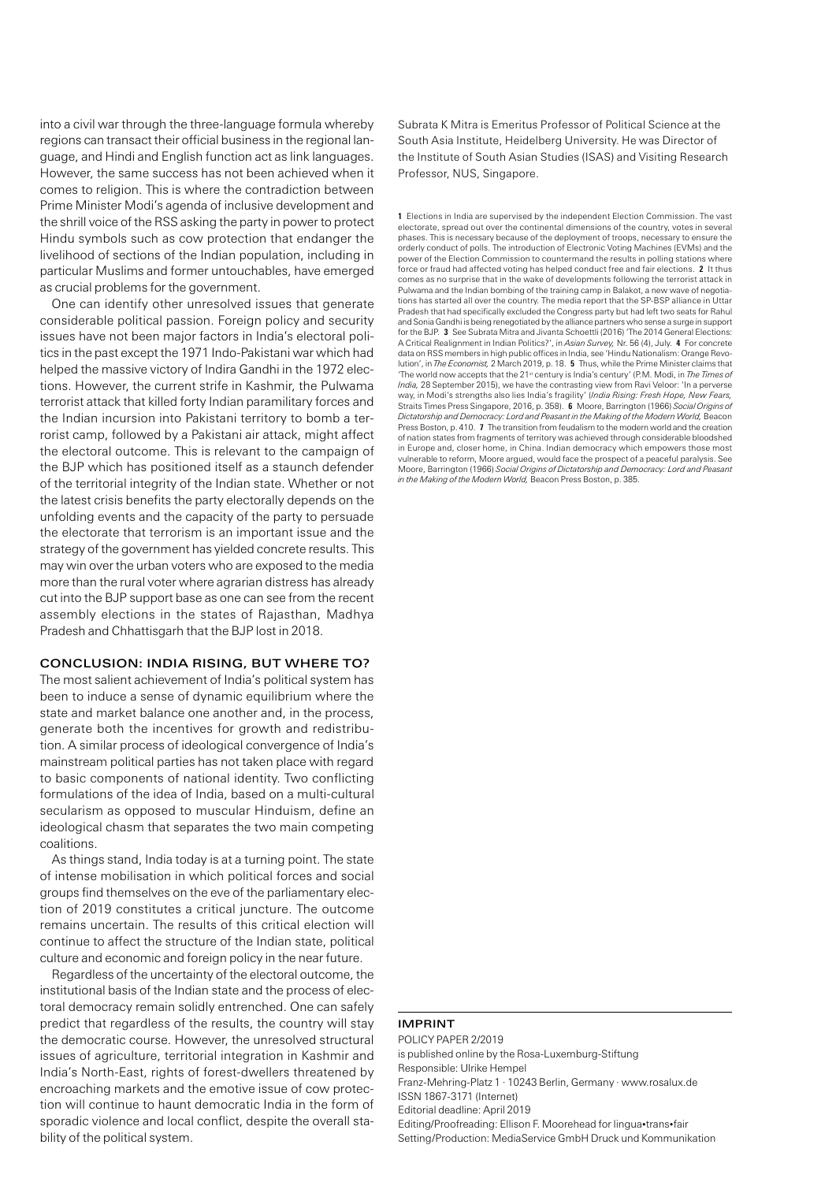into a civil war through the three-language formula whereby regions can transact their official business in the regional language, and Hindi and English function act as link languages. However, the same success has not been achieved when it comes to religion. This is where the contradiction between Prime Minister Modi's agenda of inclusive development and the shrill voice of the RSS asking the party in power to protect Hindu symbols such as cow protection that endanger the livelihood of sections of the Indian population, including in particular Muslims and former untouchables, have emerged as crucial problems for the government.

One can identify other unresolved issues that generate considerable political passion. Foreign policy and security issues have not been major factors in India's electoral politics in the past except the 1971 Indo-Pakistani war which had helped the massive victory of Indira Gandhi in the 1972 elections. However, the current strife in Kashmir, the Pulwama terrorist attack that killed forty Indian paramilitary forces and the Indian incursion into Pakistani territory to bomb a terrorist camp, followed by a Pakistani air attack, might affect the electoral outcome. This is relevant to the campaign of the BJP which has positioned itself as a staunch defender of the territorial integrity of the Indian state. Whether or not the latest crisis benefits the party electorally depends on the unfolding events and the capacity of the party to persuade the electorate that terrorism is an important issue and the strategy of the government has yielded concrete results. This may win over the urban voters who are exposed to the media more than the rural voter where agrarian distress has already cut into the BJP support base as one can see from the recent assembly elections in the states of Rajasthan, Madhya Pradesh and Chhattisgarh that the BJP lost in 2018.

## CONCLUSION: INDIA RISING, BUT WHERE TO?

The most salient achievement of India's political system has been to induce a sense of dynamic equilibrium where the state and market balance one another and, in the process, generate both the incentives for growth and redistribution. A similar process of ideological convergence of India's mainstream political parties has not taken place with regard to basic components of national identity. Two conflicting formulations of the idea of India, based on a multi-cultural secularism as opposed to muscular Hinduism, define an ideological chasm that separates the two main competing coalitions.

As things stand, India today is at a turning point. The state of intense mobilisation in which political forces and social groups find themselves on the eve of the parliamentary election of 2019 constitutes a critical juncture. The outcome remains uncertain. The results of this critical election will continue to affect the structure of the Indian state, political culture and economic and foreign policy in the near future.

Regardless of the uncertainty of the electoral outcome, the institutional basis of the Indian state and the process of electoral democracy remain solidly entrenched. One can safely predict that regardless of the results, the country will stay the democratic course. However, the unresolved structural issues of agriculture, territorial integration in Kashmir and India's North-East, rights of forest-dwellers threatened by encroaching markets and the emotive issue of cow protection will continue to haunt democratic India in the form of sporadic violence and local conflict, despite the overall stability of the political system.

Subrata K Mitra is Emeritus Professor of Political Science at the South Asia Institute, Heidelberg University. He was Director of the Institute of South Asian Studies (ISAS) and Visiting Research Professor, NUS, Singapore.

**1** Elections in India are supervised by the independent Election Commission. The vast electorate, spread out over the continental dimensions of the country, votes in several phases. This is necessary because of the deployment of troops, necessary to ensure the orderly conduct of polls. The introduction of Electronic Voting Machines (EVMs) and the power of the Election Commission to countermand the results in polling stations where force or fraud had affected voting has helped conduct free and fair elections. **2** It thus comes as no surprise that in the wake of developments following the terrorist attack in Pulwama and the Indian bombing of the training camp in Balakot, a new wave of negotiations has started all over the country. The media report that the SP-BSP alliance in Uttar Pradesh that had specifically excluded the Congress party but had left two seats for Rahul and Sonia Gandhi is being renegotiated by the alliance partners who sense a surge in support for the BJP. **3** See Subrata Mitra and Jivanta Schoettli (2016) 'The 2014 General Elections: A Critical Realignment in Indian Politics?', in *Asian Survey,* Nr. 56 (4), July. **4** For concrete data on RSS members in high public offices in India, see 'Hindu Nationalism: Orange Revolution', in *The Economist,* 2 March 2019, p. 18. **5** Thus, while the Prime Minister claims that 'The world now accepts that the 21st century is India's century' (P.M. Modi, in *The Times of India,* 28 September 2015), we have the contrasting view from Ravi Veloor: 'In a perverse way, in Modi's strengths also lies India's fragility' (*India Rising: Fresh Hope, New Fears,* Straits Times Press Singapore, 2016, p. 358). **6** Moore, Barrington (1966) *Social Origins of Dictatorship and Democracy: Lord and Peasant in the Making of the Modern World,* Beacon Press Boston, p. 410. **7** The transition from feudalism to the modern world and the creation of nation states from fragments of territory was achieved through considerable bloodshed in Europe and, closer home, in China. Indian democracy which empowers those most vulnerable to reform, Moore argued, would face the prospect of a peaceful paralysis. See Moore, Barrington (1966) *Social Origins of Dictatorship and Democracy: Lord and Peasant in the Making of the Modern World,* Beacon Press Boston, p. 385.

### IMPRINT

POLICY PAPER 2/2019
is published online by the Rosa-Luxemburg-Stiftung
Responsible: Ulrike Hempel
Franz-Mehring-Platz 1 · 10243 Berlin, Germany · www.rosalux.de
ISSN 1867-3171 (Internet)
Editorial deadline: April 2019
Editing/Proofreading: Ellison F. Moorehead for lingua•trans•fair
Setting/Production: MediaService GmbH Druck und Kommunikation